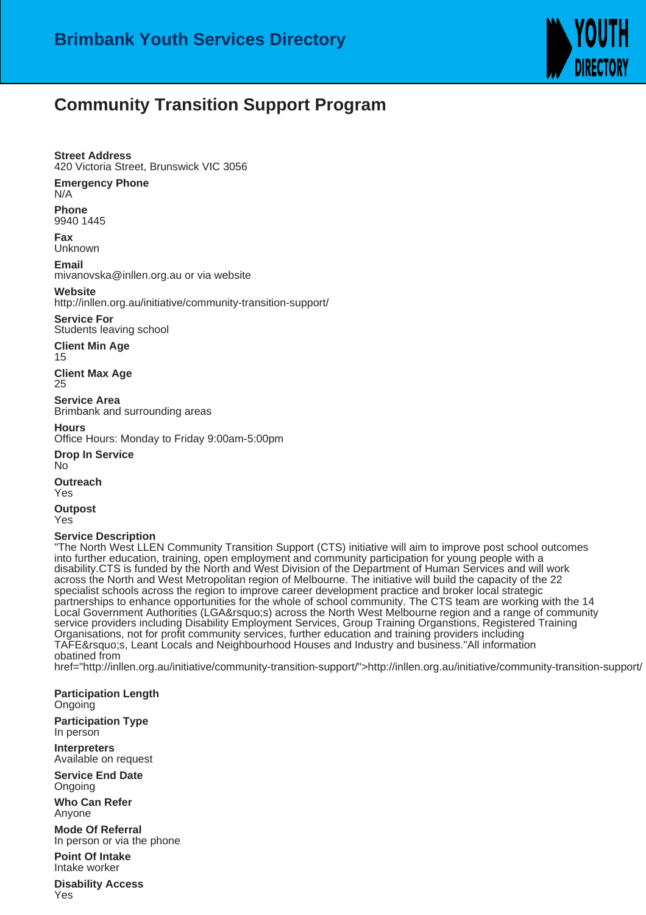# Brimbank Youth Services Directory

## Community Transition Support Program

**Street Address**
420 Victoria Street, Brunswick VIC 3056

**Emergency Phone**
N/A

**Phone**
9940 1445

**Fax**
Unknown

**Email**
mivanovska@inllen.org.au or via website

**Website**
http://inllen.org.au/initiative/community-transition-support/

**Service For**
Students leaving school

**Client Min Age**
15

**Client Max Age**
25

**Service Area**
Brimbank and surrounding areas

**Hours**
Office Hours: Monday to Friday 9:00am-5:00pm

**Drop In Service**
No

**Outreach**
Yes

**Outpost**
Yes

**Service Description**
"The North West LLEN Community Transition Support (CTS) initiative will aim to improve post school outcomes into further education, training, open employment and community participation for young people with a disability.CTS is funded by the North and West Division of the Department of Human Services and will work across the North and West Metropolitan region of Melbourne. The initiative will build the capacity of the 22 specialist schools across the region to improve career development practice and broker local strategic partnerships to enhance opportunities for the whole of school community. The CTS team are working with the 14 Local Government Authorities (LGA&rsquo;s) across the North West Melbourne region and a range of community service providers including Disability Employment Services, Group Training Organstions, Registered Training Organisations, not for profit community services, further education and training providers including TAFE&rsquo;s, Leant Locals and Neighbourhood Houses and Industry and business."All information obatined from href="http://inllen.org.au/initiative/community-transition-support/">http://inllen.org.au/initiative/community-transition-support/

**Participation Length**
Ongoing

**Participation Type**
In person

**Interpreters**
Available on request

**Service End Date**
Ongoing

**Who Can Refer**
Anyone

**Mode Of Referral**
In person or via the phone

**Point Of Intake**
Intake worker

**Disability Access**
Yes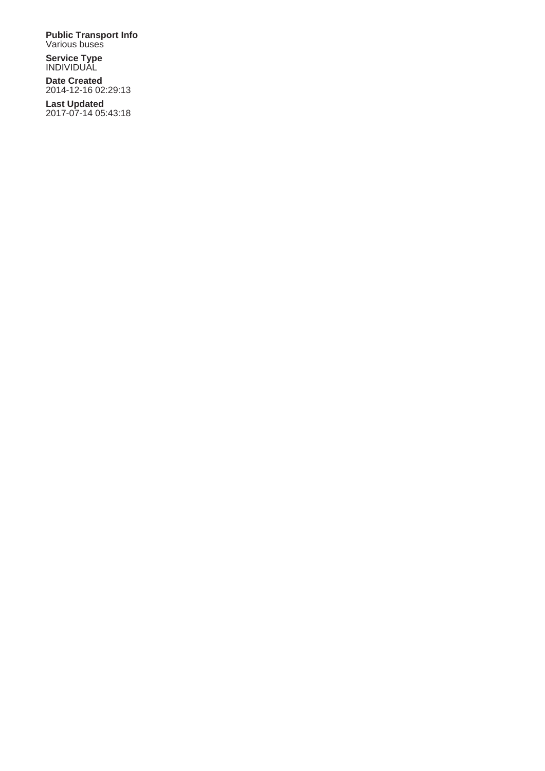**Public Transport Info**
Various buses

**Service Type**
INDIVIDUAL

**Date Created**
2014-12-16 02:29:13

**Last Updated**
2017-07-14 05:43:18